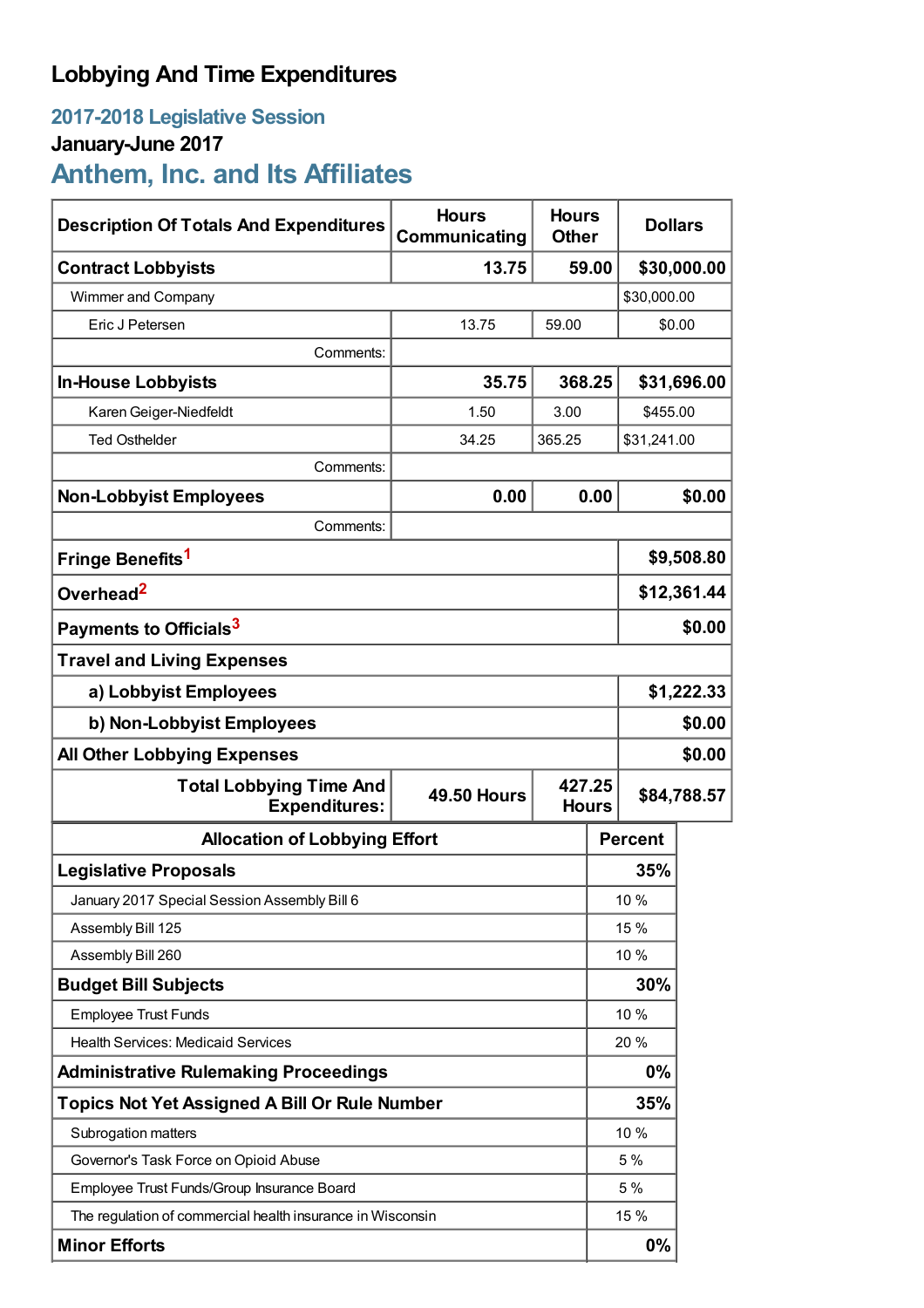# Lobbying And Time Expenditures

## 2017-2018 Legislative Session

### January-June 2017

## Anthem, Inc. and Its Affiliates

| Description Of Totals And Expenditures | Hours Communicating | Hours Other | Dollars |
|---|---|---|---|
| **Contract Lobbyists** | **13.75** | **59.00** | **$30,000.00** |
| Wimmer and Company | | | $30,000.00 |
| Eric J Petersen | 13.75 | 59.00 | $0.00 |
| Comments: | | | |
| **In-House Lobbyists** | **35.75** | **368.25** | **$31,696.00** |
| Karen Geiger-Niedfeldt | 1.50 | 3.00 | $455.00 |
| Ted Osthelder | 34.25 | 365.25 | $31,241.00 |
| Comments: | | | |
| **Non-Lobbyist Employees** | **0.00** | **0.00** | **$0.00** |
| Comments: | | | |
| **Fringe Benefits**[1] | | | **$9,508.80** |
| **Overhead**[2] | | | **$12,361.44** |
| **Payments to Officials**[3] | | | **$0.00** |
| **Travel and Living Expenses** | | | |
| **a) Lobbyist Employees** | | | **$1,222.33** |
| **b) Non-Lobbyist Employees** | | | **$0.00** |
| **All Other Lobbying Expenses** | | | **$0.00** |
| **Total Lobbying Time And Expenditures:** | **49.50 Hours** | **427.25 Hours** | **$84,788.57** |

| Allocation of Lobbying Effort | Percent |
|---|---|
| **Legislative Proposals** | **35%** |
| January 2017 Special Session Assembly Bill 6 | 10 % |
| Assembly Bill 125 | 15 % |
| Assembly Bill 260 | 10 % |
| **Budget Bill Subjects** | **30%** |
| Employee Trust Funds | 10 % |
| Health Services: Medicaid Services | 20 % |
| **Administrative Rulemaking Proceedings** | **0%** |
| **Topics Not Yet Assigned A Bill Or Rule Number** | **35%** |
| Subrogation matters | 10 % |
| Governor's Task Force on Opioid Abuse | 5 % |
| Employee Trust Funds/Group Insurance Board | 5 % |
| The regulation of commercial health insurance in Wisconsin | 15 % |
| **Minor Efforts** | **0%** |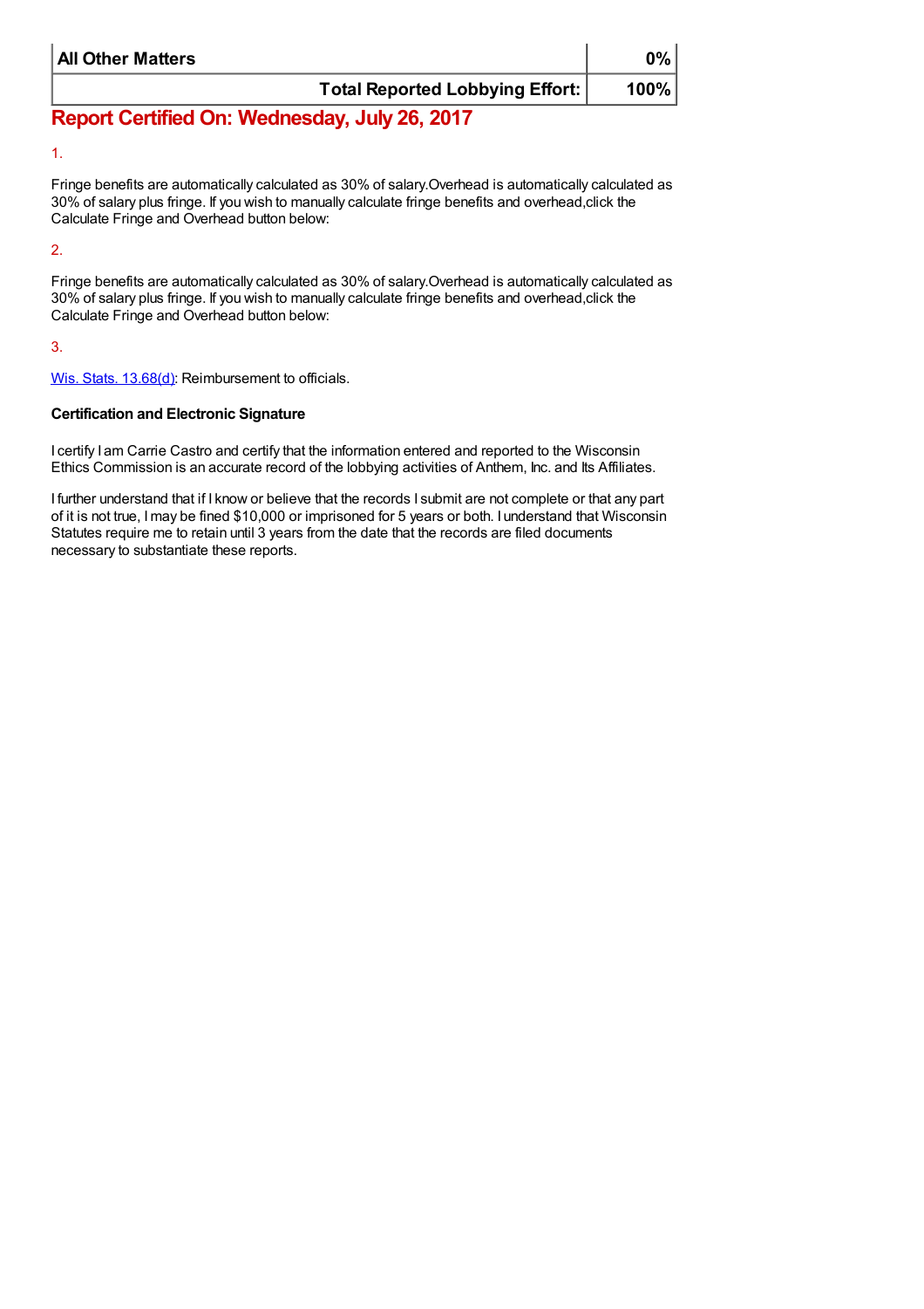| | |
|---|---|
| **All Other Matters** | **0%** |
| **Total Reported Lobbying Effort:** | **100%** |

## Report Certified On: Wednesday, July 26, 2017

1.

Fringe benefits are automatically calculated as 30% of salary.Overhead is automatically calculated as 30% of salary plus fringe. If you wish to manually calculate fringe benefits and overhead,click the Calculate Fringe and Overhead button below:

2.

Fringe benefits are automatically calculated as 30% of salary.Overhead is automatically calculated as 30% of salary plus fringe. If you wish to manually calculate fringe benefits and overhead,click the Calculate Fringe and Overhead button below:

3.

Wis. Stats. 13.68(d): Reimbursement to officials.

**Certification and Electronic Signature**

I certify I am Carrie Castro and certify that the information entered and reported to the Wisconsin Ethics Commission is an accurate record of the lobbying activities of Anthem, Inc. and Its Affiliates.

I further understand that if I know or believe that the records I submit are not complete or that any part of it is not true, I may be fined $10,000 or imprisoned for 5 years or both. I understand that Wisconsin Statutes require me to retain until 3 years from the date that the records are filed documents necessary to substantiate these reports.